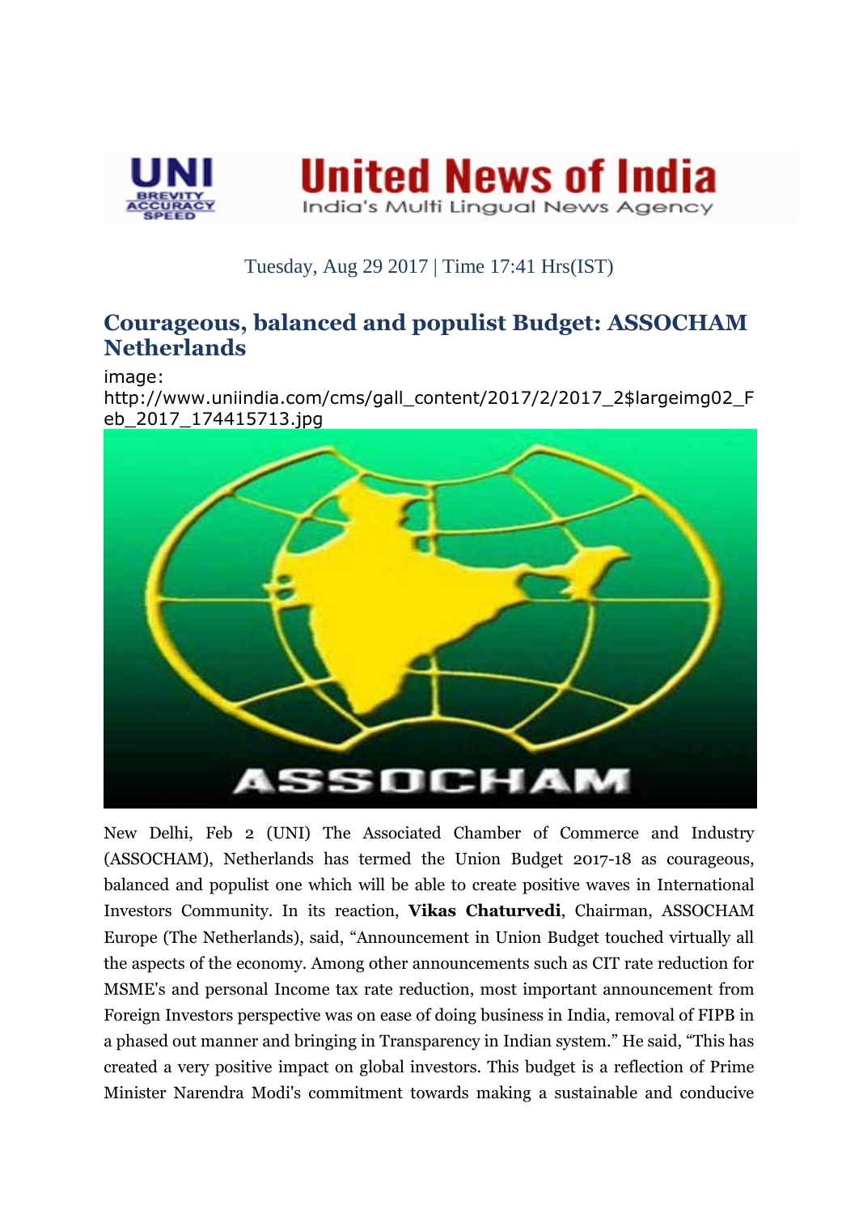United News of India

India's Multi Lingual News Agency

Tuesday, Aug 29 2017 | Time 17:41 Hrs(IST)

## Courageous, balanced and populist Budget: ASSOCHAM Netherlands

image: http://www.uniindia.com/cms/gall_content/2017/2/2017_2$largeimg02_Feb_2017_174415713.jpg

New Delhi, Feb 2 (UNI) The Associated Chamber of Commerce and Industry (ASSOCHAM), Netherlands has termed the Union Budget 2017-18 as courageous, balanced and populist one which will be able to create positive waves in International Investors Community. In its reaction, **Vikas Chaturvedi**, Chairman, ASSOCHAM Europe (The Netherlands), said, "Announcement in Union Budget touched virtually all the aspects of the economy. Among other announcements such as CIT rate reduction for MSME's and personal Income tax rate reduction, most important announcement from Foreign Investors perspective was on ease of doing business in India, removal of FIPB in a phased out manner and bringing in Transparency in Indian system." He said, "This has created a very positive impact on global investors. This budget is a reflection of Prime Minister Narendra Modi's commitment towards making a sustainable and conducive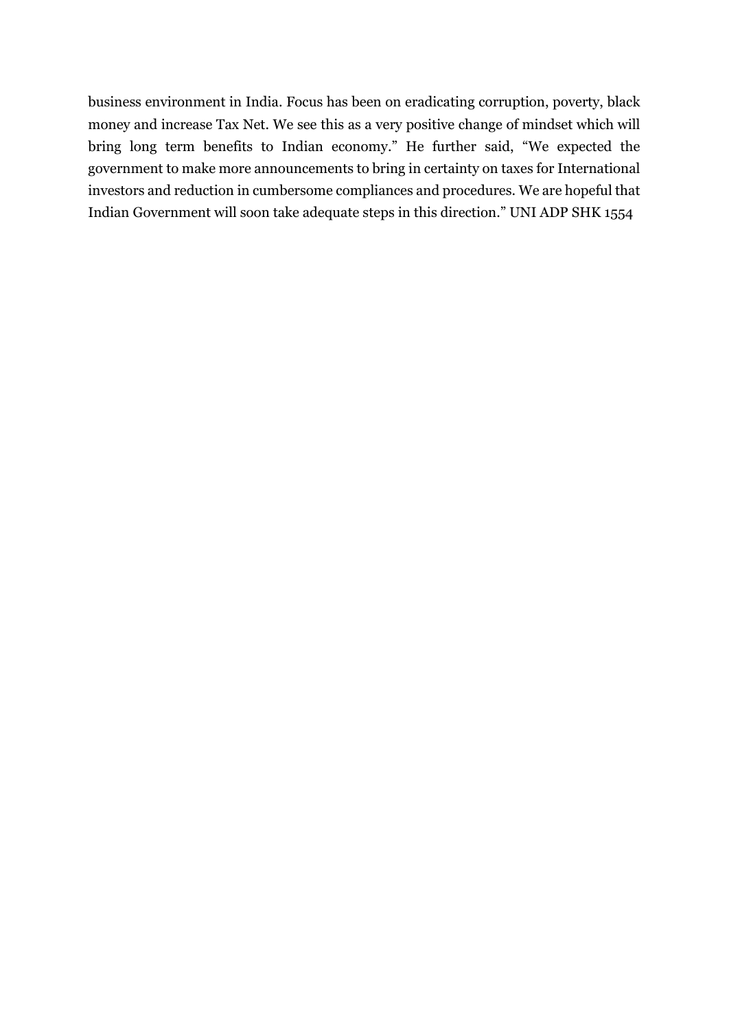business environment in India. Focus has been on eradicating corruption, poverty, black money and increase Tax Net. We see this as a very positive change of mindset which will bring long term benefits to Indian economy." He further said, "We expected the government to make more announcements to bring in certainty on taxes for International investors and reduction in cumbersome compliances and procedures. We are hopeful that Indian Government will soon take adequate steps in this direction." UNI ADP SHK 1554